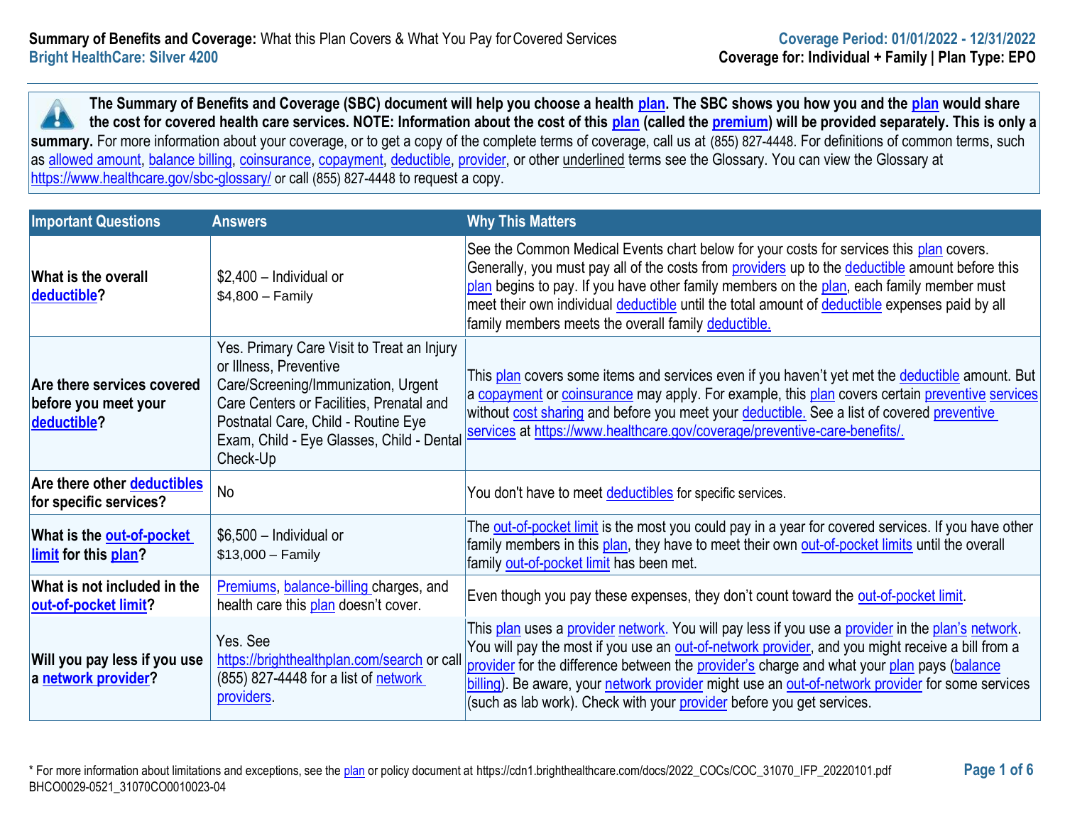**Summary of Benefits and Coverage:** What this Plan Covers & What You Pay for Covered Services
**Bright HealthCare: Silver 4200**

**Coverage Period: 01/01/2022 - 12/31/2022**
**Coverage for: Individual + Family | Plan Type: EPO**

**The Summary of Benefits and Coverage (SBC) document will help you choose a health plan. The SBC shows you how you and the plan would share the cost for covered health care services. NOTE: Information about the cost of this plan (called the premium) will be provided separately. This is only a summary.** For more information about your coverage, or to get a copy of the complete terms of coverage, call us at (855) 827-4448. For definitions of common terms, such as allowed amount, balance billing, coinsurance, copayment, deductible, provider, or other underlined terms see the Glossary. You can view the Glossary at https://www.healthcare.gov/sbc-glossary/ or call (855) 827-4448 to request a copy.

| Important Questions | Answers | Why This Matters |
|---|---|---|
| **What is the overall deductible?** | $2,400 – Individual or $4,800 – Family | See the Common Medical Events chart below for your costs for services this plan covers. Generally, you must pay all of the costs from providers up to the deductible amount before this plan begins to pay. If you have other family members on the plan, each family member must meet their own individual deductible until the total amount of deductible expenses paid by all family members meets the overall family deductible. |
| **Are there services covered before you meet your deductible?** | Yes. Primary Care Visit to Treat an Injury or Illness, Preventive Care/Screening/Immunization, Urgent Care Centers or Facilities, Prenatal and Postnatal Care, Child - Routine Eye Exam, Child - Eye Glasses, Child - Dental Check-Up | This plan covers some items and services even if you haven't yet met the deductible amount. But a copayment or coinsurance may apply. For example, this plan covers certain preventive services without cost sharing and before you meet your deductible. See a list of covered preventive services at https://www.healthcare.gov/coverage/preventive-care-benefits/. |
| **Are there other deductibles for specific services?** | No | You don't have to meet deductibles for specific services. |
| **What is the out-of-pocket limit for this plan?** | $6,500 – Individual or $13,000 – Family | The out-of-pocket limit is the most you could pay in a year for covered services. If you have other family members in this plan, they have to meet their own out-of-pocket limits until the overall family out-of-pocket limit has been met. |
| **What is not included in the out-of-pocket limit?** | Premiums, balance-billing charges, and health care this plan doesn't cover. | Even though you pay these expenses, they don't count toward the out-of-pocket limit. |
| **Will you pay less if you use a network provider?** | Yes. See https://brighthealthplan.com/search or call (855) 827-4448 for a list of network providers. | This plan uses a provider network. You will pay less if you use a provider in the plan's network. You will pay the most if you use an out-of-network provider, and you might receive a bill from a provider for the difference between the provider's charge and what your plan pays (balance billing). Be aware, your network provider might use an out-of-network provider for some services (such as lab work). Check with your provider before you get services. |

\* For more information about limitations and exceptions, see the plan or policy document at https://cdn1.brighthealthcare.com/docs/2022_COCs/COC_31070_IFP_20220101.pdf
BHCO0029-0521_31070CO0010023-04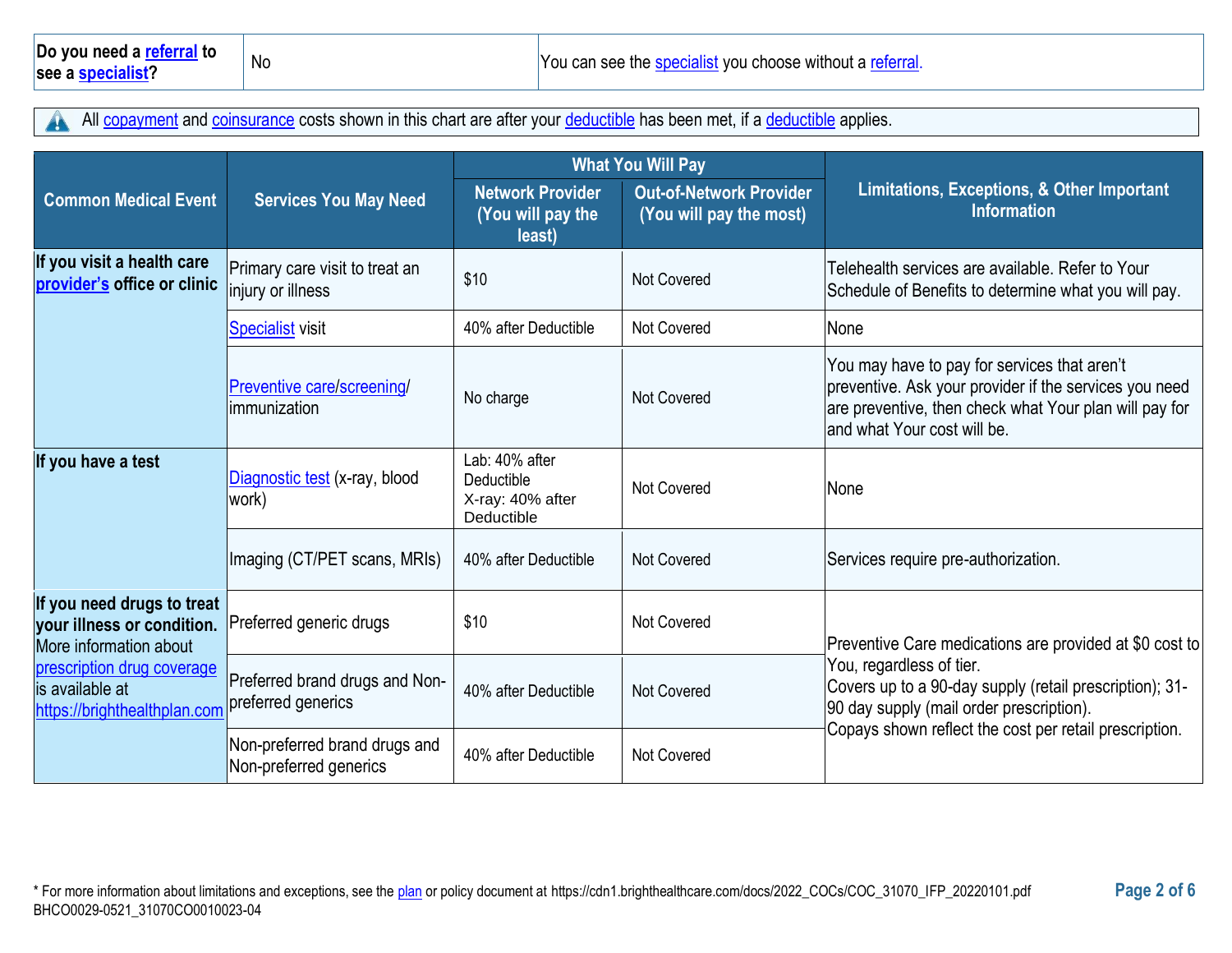| **Do you need a referral to see a specialist?** | No | You can see the specialist you choose without a referral. |
|---|---|---|

All copayment and coinsurance costs shown in this chart are after your deductible has been met, if a deductible applies.

| Common Medical Event | Services You May Need | What You Will Pay | | Limitations, Exceptions, & Other Important Information |
|---|---|---|---|---|
| | | Network Provider (You will pay the least) | Out-of-Network Provider (You will pay the most) | |
| **If you visit a health care provider's office or clinic** | Primary care visit to treat an injury or illness | $10 | Not Covered | Telehealth services are available. Refer to Your Schedule of Benefits to determine what you will pay. |
| | Specialist visit | 40% after Deductible | Not Covered | None |
| | Preventive care/screening/ immunization | No charge | Not Covered | You may have to pay for services that aren't preventive. Ask your provider if the services you need are preventive, then check what Your plan will pay for and what Your cost will be. |
| **If you have a test** | Diagnostic test (x-ray, blood work) | Lab: 40% after Deductible<br>X-ray: 40% after Deductible | Not Covered | None |
| | Imaging (CT/PET scans, MRIs) | 40% after Deductible | Not Covered | Services require pre-authorization. |
| **If you need drugs to treat your illness or condition.** More information about prescription drug coverage is available at https://brighthealthplan.com | Preferred generic drugs | $10 | Not Covered | Preventive Care medications are provided at $0 cost to You, regardless of tier.<br>Covers up to a 90-day supply (retail prescription); 31-90 day supply (mail order prescription).<br>Copays shown reflect the cost per retail prescription. |
| | Preferred brand drugs and Non-preferred generics | 40% after Deductible | Not Covered | |
| | Non-preferred brand drugs and Non-preferred generics | 40% after Deductible | Not Covered | |

* For more information about limitations and exceptions, see the plan or policy document at https://cdn1.brighthealthcare.com/docs/2022_COCs/COC_31070_IFP_20220101.pdf
BHCO0029-0521_31070CO0010023-04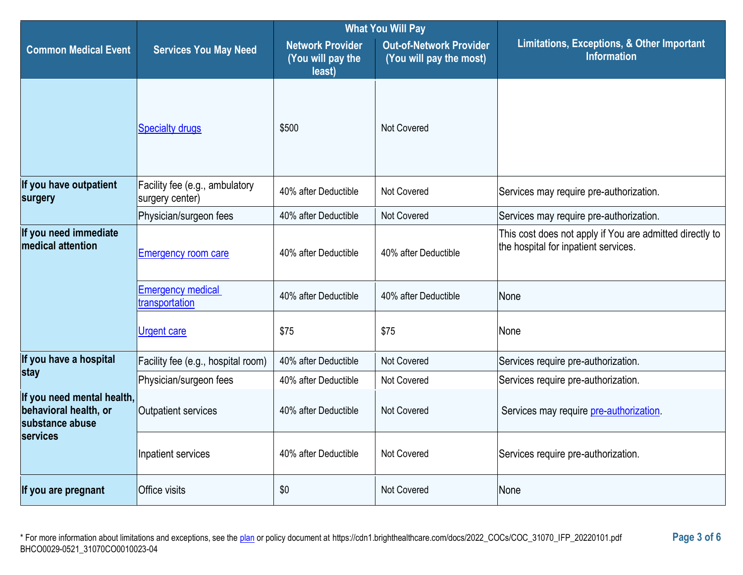| Common Medical Event | Services You May Need | What You Will Pay | | Limitations, Exceptions, & Other Important Information |
|---|---|---|---|---|
| | | Network Provider (You will pay the least) | Out-of-Network Provider (You will pay the most) | |
| | Specialty drugs | $500 | Not Covered | |
| If you have outpatient surgery | Facility fee (e.g., ambulatory surgery center) | 40% after Deductible | Not Covered | Services may require pre-authorization. |
| | Physician/surgeon fees | 40% after Deductible | Not Covered | Services may require pre-authorization. |
| If you need immediate medical attention | Emergency room care | 40% after Deductible | 40% after Deductible | This cost does not apply if You are admitted directly to the hospital for inpatient services. |
| | Emergency medical transportation | 40% after Deductible | 40% after Deductible | None |
| | Urgent care | $75 | $75 | None |
| If you have a hospital stay | Facility fee (e.g., hospital room) | 40% after Deductible | Not Covered | Services require pre-authorization. |
| | Physician/surgeon fees | 40% after Deductible | Not Covered | Services require pre-authorization. |
| If you need mental health, behavioral health, or substance abuse services | Outpatient services | 40% after Deductible | Not Covered | Services may require pre-authorization. |
| | Inpatient services | 40% after Deductible | Not Covered | Services require pre-authorization. |
| If you are pregnant | Office visits | $0 | Not Covered | None |

* For more information about limitations and exceptions, see the plan or policy document at https://cdn1.brighthealthcare.com/docs/2022_COCs/COC_31070_IFP_20220101.pdf
BHCO0029-0521_31070CO0010023-04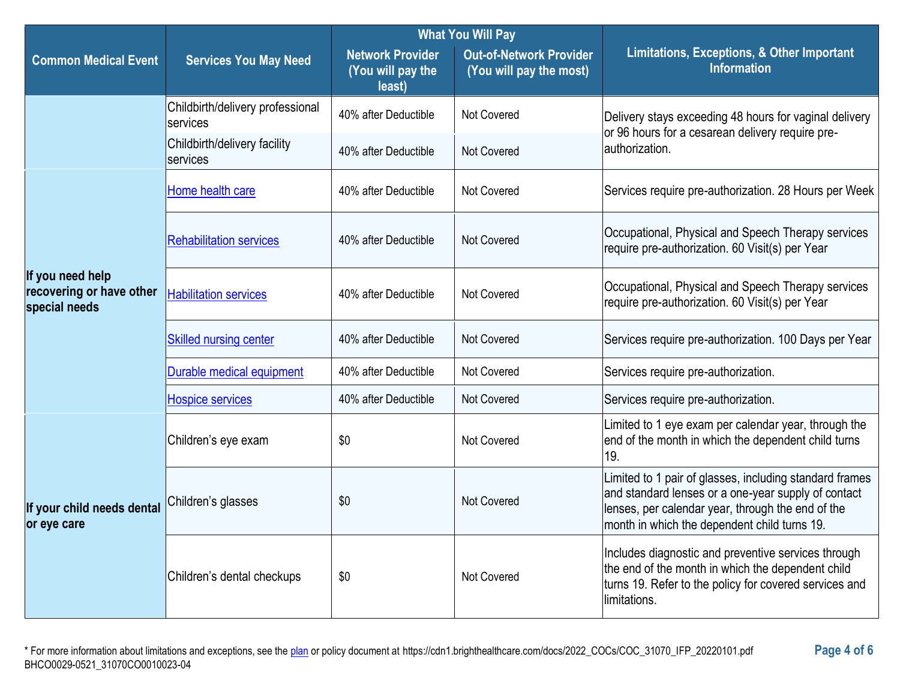| Common Medical Event | Services You May Need | What You Will Pay | | Limitations, Exceptions, & Other Important Information |
|---|---|---|---|---|
| | | Network Provider (You will pay the least) | Out-of-Network Provider (You will pay the most) | |
| | Childbirth/delivery professional services | 40% after Deductible | Not Covered | Delivery stays exceeding 48 hours for vaginal delivery or 96 hours for a cesarean delivery require pre-authorization. |
| | Childbirth/delivery facility services | 40% after Deductible | Not Covered | |
| **If you need help recovering or have other special needs** | Home health care | 40% after Deductible | Not Covered | Services require pre-authorization. 28 Hours per Week |
| | Rehabilitation services | 40% after Deductible | Not Covered | Occupational, Physical and Speech Therapy services require pre-authorization. 60 Visit(s) per Year |
| | Habilitation services | 40% after Deductible | Not Covered | Occupational, Physical and Speech Therapy services require pre-authorization. 60 Visit(s) per Year |
| | Skilled nursing center | 40% after Deductible | Not Covered | Services require pre-authorization. 100 Days per Year |
| | Durable medical equipment | 40% after Deductible | Not Covered | Services require pre-authorization. |
| | Hospice services | 40% after Deductible | Not Covered | Services require pre-authorization. |
| **If your child needs dental or eye care** | Children's eye exam | $0 | Not Covered | Limited to 1 eye exam per calendar year, through the end of the month in which the dependent child turns 19. |
| | Children's glasses | $0 | Not Covered | Limited to 1 pair of glasses, including standard frames and standard lenses or a one-year supply of contact lenses, per calendar year, through the end of the month in which the dependent child turns 19. |
| | Children's dental checkups | $0 | Not Covered | Includes diagnostic and preventive services through the end of the month in which the dependent child turns 19. Refer to the policy for covered services and limitations. |

* For more information about limitations and exceptions, see the plan or policy document at https://cdn1.brighthealthcare.com/docs/2022_COCs/COC_31070_IFP_20220101.pdf
BHCO0029-0521_31070CO0010023-04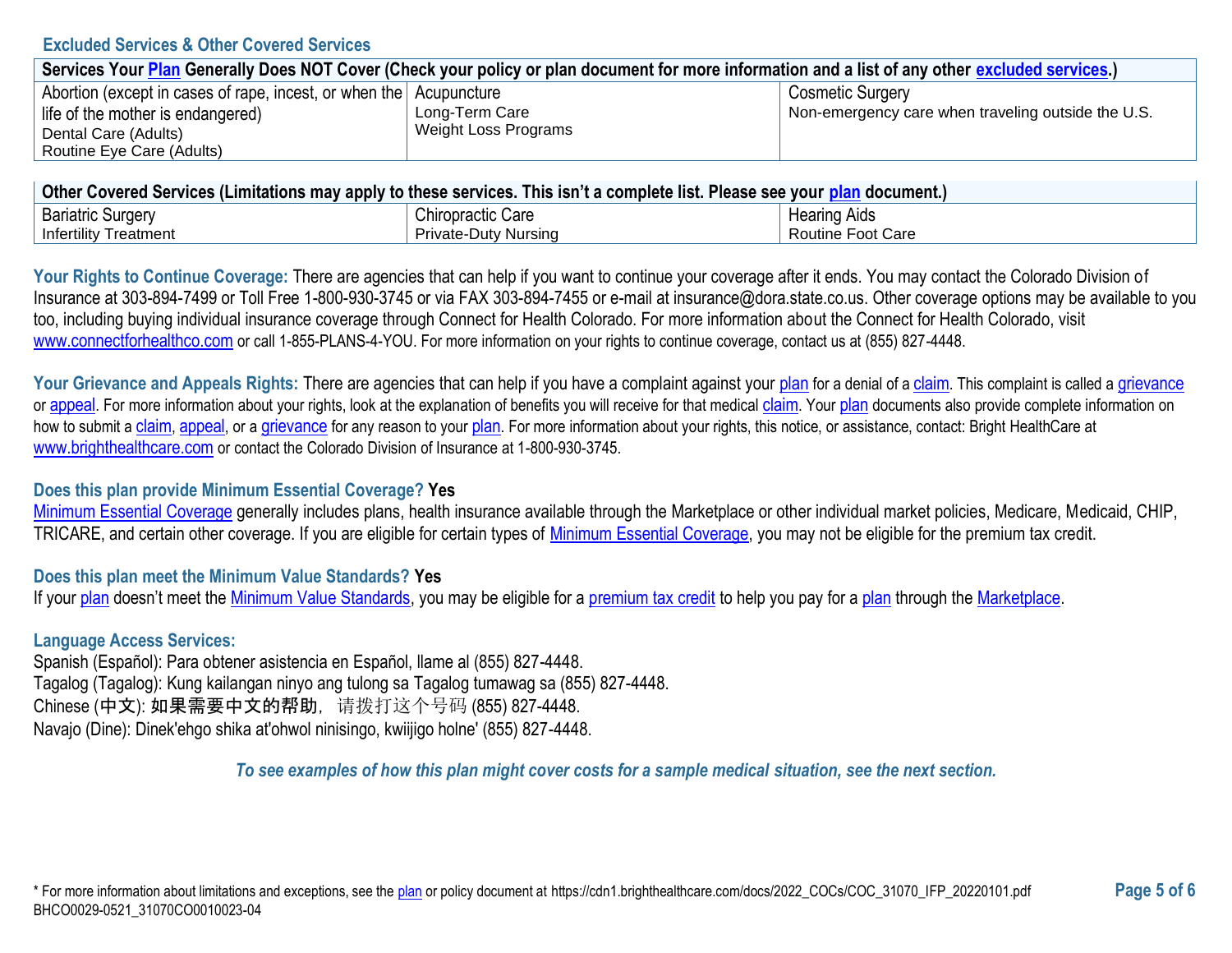## Excluded Services & Other Covered Services

| Services Your Plan Generally Does NOT Cover (Check your policy or plan document for more information and a list of any other excluded services.) | | |
|---|---|---|
| Abortion (except in cases of rape, incest, or when the life of the mother is endangered)<br>Dental Care (Adults)<br>Routine Eye Care (Adults) | Acupuncture<br>Long-Term Care<br>Weight Loss Programs | Cosmetic Surgery<br>Non-emergency care when traveling outside the U.S. |

| Other Covered Services (Limitations may apply to these services. This isn't a complete list. Please see your plan document.) | | |
|---|---|---|
| Bariatric Surgery<br>Infertility Treatment | Chiropractic Care<br>Private-Duty Nursing | Hearing Aids<br>Routine Foot Care |

**Your Rights to Continue Coverage:** There are agencies that can help if you want to continue your coverage after it ends. You may contact the Colorado Division of Insurance at 303-894-7499 or Toll Free 1-800-930-3745 or via FAX 303-894-7455 or e-mail at insurance@dora.state.co.us. Other coverage options may be available to you too, including buying individual insurance coverage through Connect for Health Colorado. For more information about the Connect for Health Colorado, visit www.connectforhealthco.com or call 1-855-PLANS-4-YOU. For more information on your rights to continue coverage, contact us at (855) 827-4448.

**Your Grievance and Appeals Rights:** There are agencies that can help if you have a complaint against your plan for a denial of a claim. This complaint is called a grievance or appeal. For more information about your rights, look at the explanation of benefits you will receive for that medical claim. Your plan documents also provide complete information on how to submit a claim, appeal, or a grievance for any reason to your plan. For more information about your rights, this notice, or assistance, contact: Bright HealthCare at www.brighthealthcare.com or contact the Colorado Division of Insurance at 1-800-930-3745.

**Does this plan provide Minimum Essential Coverage? Yes**

Minimum Essential Coverage generally includes plans, health insurance available through the Marketplace or other individual market policies, Medicare, Medicaid, CHIP, TRICARE, and certain other coverage. If you are eligible for certain types of Minimum Essential Coverage, you may not be eligible for the premium tax credit.

**Does this plan meet the Minimum Value Standards? Yes**

If your plan doesn't meet the Minimum Value Standards, you may be eligible for a premium tax credit to help you pay for a plan through the Marketplace.

**Language Access Services:**

Spanish (Español): Para obtener asistencia en Español, llame al (855) 827-4448.
Tagalog (Tagalog): Kung kailangan ninyo ang tulong sa Tagalog tumawag sa (855) 827-4448.
Chinese (中文): 如果需要中文的帮助，请拨打这个号码 (855) 827-4448.
Navajo (Dine): Dinek'ehgo shika at'ohwol ninisingo, kwiijigo holne' (855) 827-4448.

*To see examples of how this plan might cover costs for a sample medical situation, see the next section.*

* For more information about limitations and exceptions, see the plan or policy document at https://cdn1.brighthealthcare.com/docs/2022_COCs/COC_31070_IFP_20220101.pdf
BHCO0029-0521_31070CO0010023-04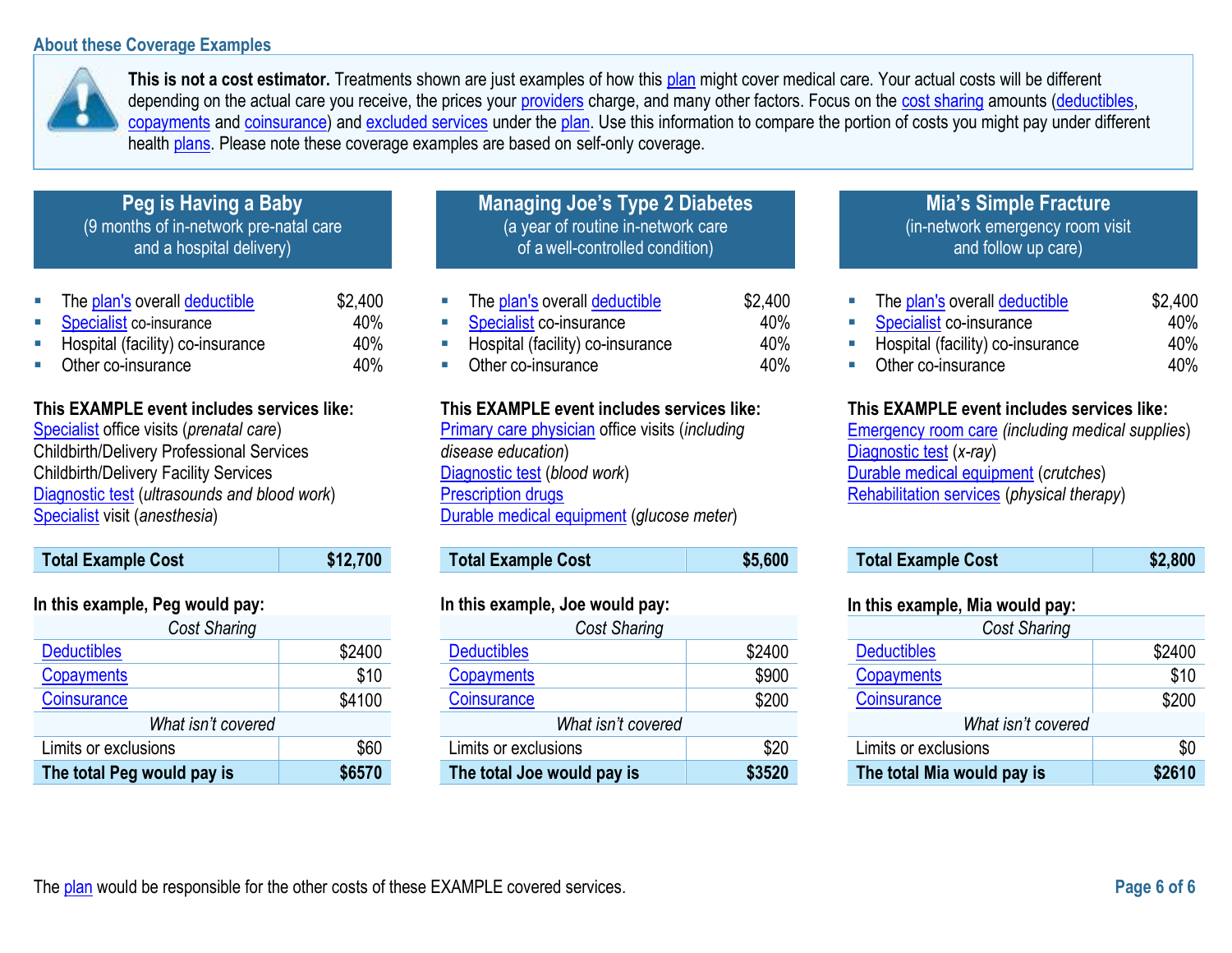## About these Coverage Examples

**This is not a cost estimator.** Treatments shown are just examples of how this plan might cover medical care. Your actual costs will be different depending on the actual care you receive, the prices your providers charge, and many other factors. Focus on the cost sharing amounts (deductibles, copayments and coinsurance) and excluded services under the plan. Use this information to compare the portion of costs you might pay under different health plans. Please note these coverage examples are based on self-only coverage.

### Peg is Having a Baby
(9 months of in-network pre-natal care and a hospital delivery)

- The plan's overall deductible $2,400
- Specialist co-insurance 40%
- Hospital (facility) co-insurance 40%
- Other co-insurance 40%

**This EXAMPLE event includes services like:**
Specialist office visits (*prenatal care*)
Childbirth/Delivery Professional Services
Childbirth/Delivery Facility Services
Diagnostic test (*ultrasounds and blood work*)
Specialist visit (*anesthesia*)

| Total Example Cost | $12,700 |
|---|---|

**In this example, Peg would pay:**

| *Cost Sharing* | |
|---|---|
| Deductibles | $2400 |
| Copayments | $10 |
| Coinsurance | $4100 |
| *What isn't covered* | |
| Limits or exclusions | $60 |
| **The total Peg would pay is** | **$6570** |

### Managing Joe's Type 2 Diabetes
(a year of routine in-network care of a well-controlled condition)

- The plan's overall deductible $2,400
- Specialist co-insurance 40%
- Hospital (facility) co-insurance 40%
- Other co-insurance 40%

**This EXAMPLE event includes services like:**
Primary care physician office visits (*including disease education*)
Diagnostic test (*blood work*)
Prescription drugs
Durable medical equipment (*glucose meter*)

| Total Example Cost | $5,600 |
|---|---|

**In this example, Joe would pay:**

| *Cost Sharing* | |
|---|---|
| Deductibles | $2400 |
| Copayments | $900 |
| Coinsurance | $200 |
| *What isn't covered* | |
| Limits or exclusions | $20 |
| **The total Joe would pay is** | **$3520** |

### Mia's Simple Fracture
(in-network emergency room visit and follow up care)

- The plan's overall deductible $2,400
- Specialist co-insurance 40%
- Hospital (facility) co-insurance 40%
- Other co-insurance 40%

**This EXAMPLE event includes services like:**
Emergency room care *(including medical supplies)*
Diagnostic test (*x-ray*)
Durable medical equipment (*crutches*)
Rehabilitation services (*physical therapy*)

| Total Example Cost | $2,800 |
|---|---|

**In this example, Mia would pay:**

| *Cost Sharing* | |
|---|---|
| Deductibles | $2400 |
| Copayments | $10 |
| Coinsurance | $200 |
| *What isn't covered* | |
| Limits or exclusions | $0 |
| **The total Mia would pay is** | **$2610** |

The plan would be responsible for the other costs of these EXAMPLE covered services.